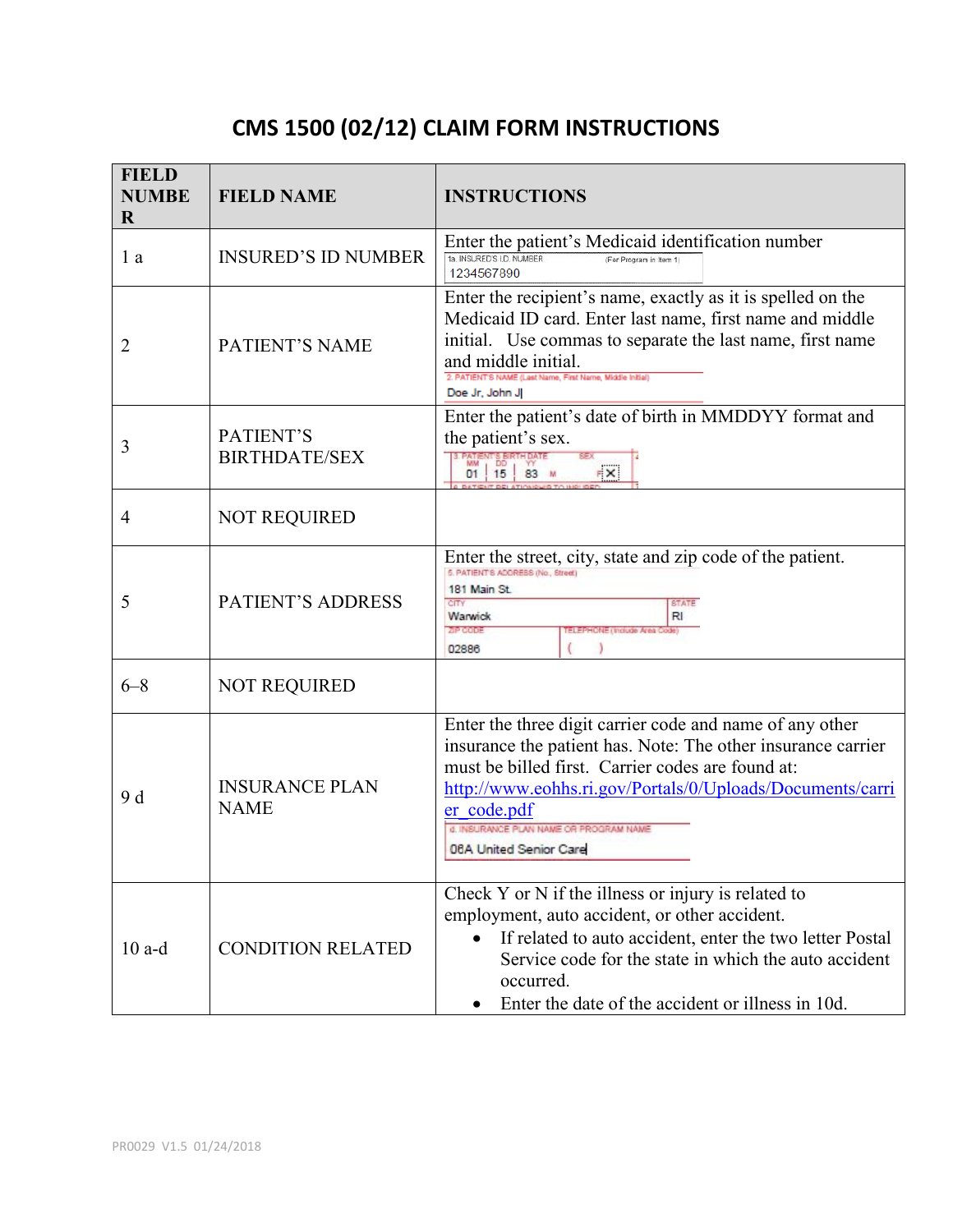# CMS 1500 (02/12) CLAIM FORM INSTRUCTIONS

| FIELD NUMBER | FIELD NAME | INSTRUCTIONS |
|---|---|---|
| 1 a | INSURED'S ID NUMBER | Enter the patient's Medicaid identification number<br>1a. INSURED'S I.D. NUMBER (For Program in Item 1)<br>1234567890 |
| 2 | PATIENT'S NAME | Enter the recipient's name, exactly as it is spelled on the Medicaid ID card. Enter last name, first name and middle initial. Use commas to separate the last name, first name and middle initial.<br>2. PATIENT'S NAME (Last Name, First Name, Middle Initial)<br>Doe Jr, John J |
| 3 | PATIENT'S BIRTHDATE/SEX | Enter the patient's date of birth in MMDDYY format and the patient's sex.<br>3. PATIENT'S BIRTH DATE MM DD YY SEX<br>01 15 83 M F X |
| 4 | NOT REQUIRED | |
| 5 | PATIENT'S ADDRESS | Enter the street, city, state and zip code of the patient.<br>5. PATIENT'S ADDRESS (No., Street)<br>181 Main St.<br>CITY Warwick STATE RI<br>ZIP CODE 02886 TELEPHONE (Include Area Code) ( ) |
| 6–8 | NOT REQUIRED | |
| 9 d | INSURANCE PLAN NAME | Enter the three digit carrier code and name of any other insurance the patient has. Note: The other insurance carrier must be billed first. Carrier codes are found at: [http://www.eohhs.ri.gov/Portals/0/Uploads/Documents/carrier_code.pdf](http://www.eohhs.ri.gov/Portals/0/Uploads/Documents/carrier_code.pdf)<br>d. INSURANCE PLAN NAME OR PROGRAM NAME<br>08A United Senior Care |
| 10 a-d | CONDITION RELATED | Check Y or N if the illness or injury is related to employment, auto accident, or other accident.<br>• If related to auto accident, enter the two letter Postal Service code for the state in which the auto accident occurred.<br>• Enter the date of the accident or illness in 10d. |

PR0029 V1.5 01/24/2018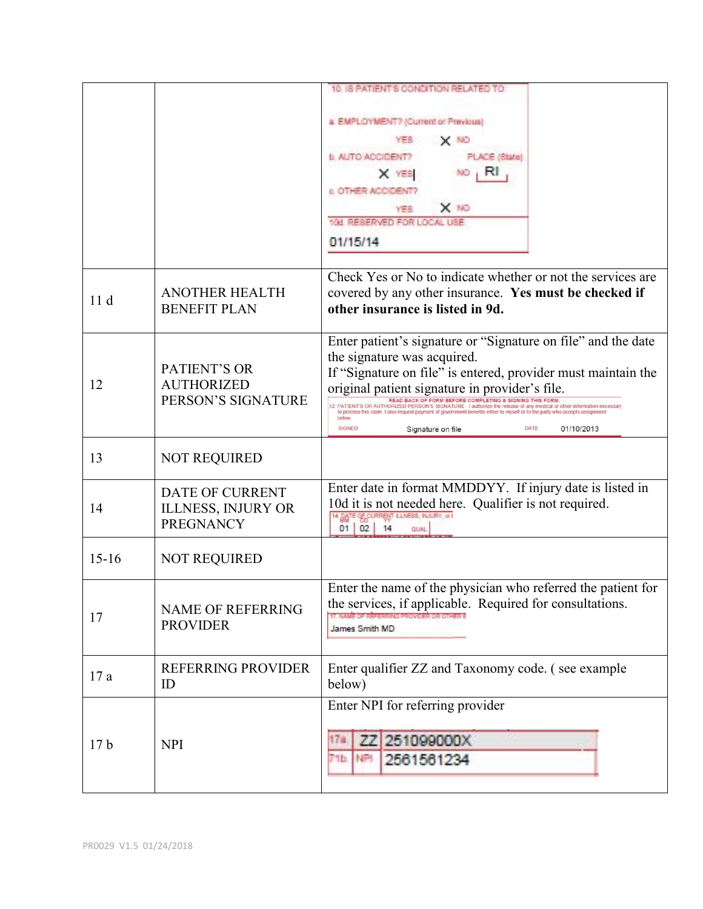| | | |
|---|---|---|
| | | 10. IS PATIENT'S CONDITION RELATED TO: a. EMPLOYMENT? (Current or Previous) YES X NO b. AUTO ACCIDENT? X YES NO PLACE (State) RI c. OTHER ACCIDENT? YES X NO 10d. RESERVED FOR LOCAL USE 01/15/14 |
| 11 d | ANOTHER HEALTH BENEFIT PLAN | Check Yes or No to indicate whether or not the services are covered by any other insurance. **Yes must be checked if other insurance is listed in 9d.** |
| 12 | PATIENT'S OR AUTHORIZED PERSON'S SIGNATURE | Enter patient's signature or "Signature on file" and the date the signature was acquired.<br>If "Signature on file" is entered, provider must maintain the original patient signature in provider's file.<br>READ BACK OF FORM BEFORE COMPLETING & SIGNING THIS FORM. 12. PATIENT'S OR AUTHORIZED PERSON'S SIGNATURE I authorize the release of any medical or other information necessary to process this claim. I also request payment of government benefits either to myself or to the party who accepts assignment below. SIGNED Signature on file DATE 01/10/2013 |
| 13 | NOT REQUIRED | |
| 14 | DATE OF CURRENT ILLNESS, INJURY OR PREGNANCY | Enter date in format MMDDYY. If injury date is listed in 10d it is not needed here. Qualifier is not required.<br>14. DATE OF CURRENT ILLNESS, INJURY, or I MM DD YY 01 02 14 QUAL. |
| 15-16 | NOT REQUIRED | |
| 17 | NAME OF REFERRING PROVIDER | Enter the name of the physician who referred the patient for the services, if applicable. Required for consultations.<br>17. NAME OF REFERRING PROVIDER OR OTHER S James Smith MD |
| 17 a | REFERRING PROVIDER ID | Enter qualifier ZZ and Taxonomy code. ( see example below) |
| 17 b | NPI | Enter NPI for referring provider<br>17a. ZZ 251099000X<br>17b. NPI 2561561234 |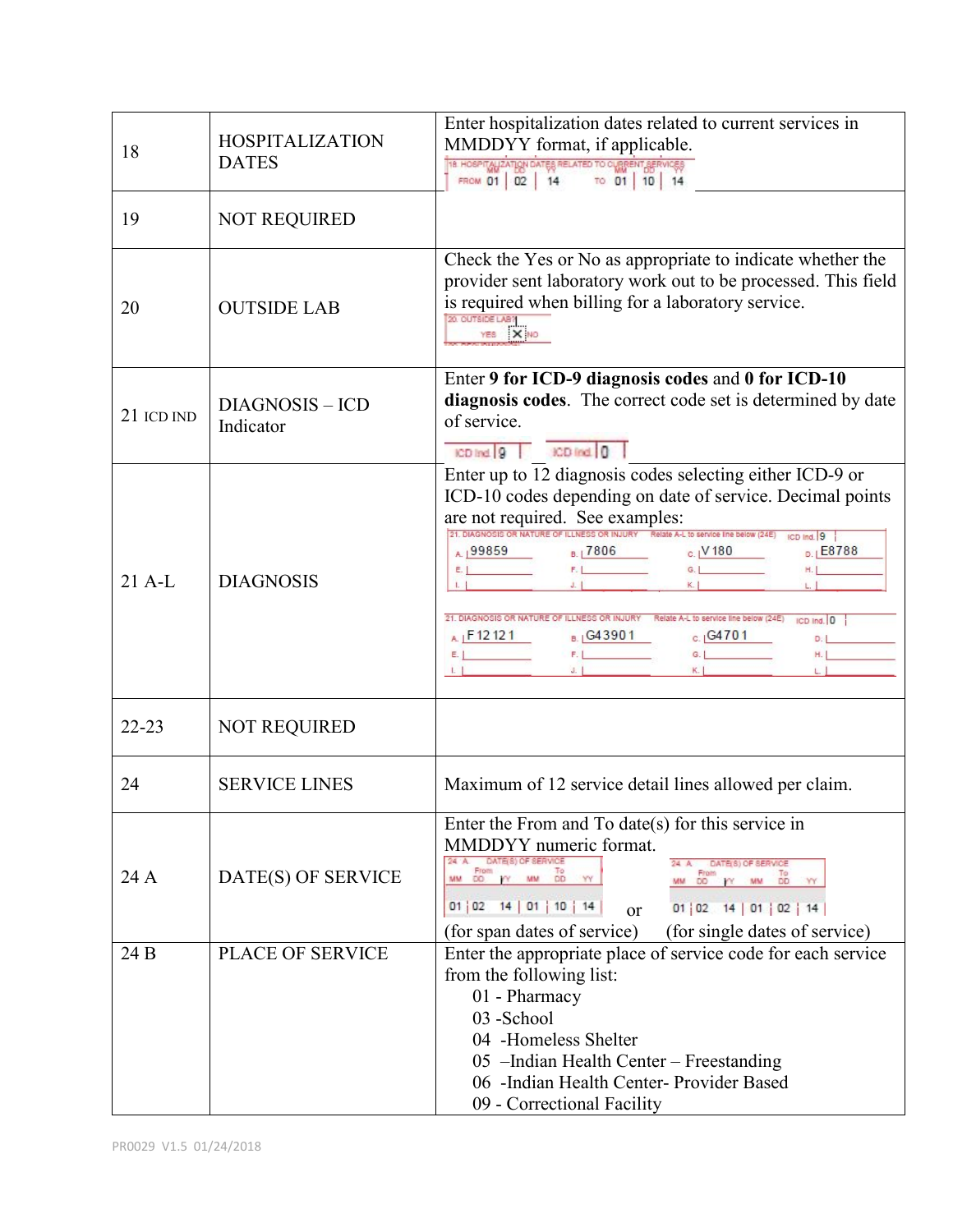| | | |
|---|---|---|
| 18 | HOSPITALIZATION DATES | Enter hospitalization dates related to current services in MMDDYY format, if applicable. |
| 19 | NOT REQUIRED | |
| 20 | OUTSIDE LAB | Check the Yes or No as appropriate to indicate whether the provider sent laboratory work out to be processed. This field is required when billing for a laboratory service. |
| 21 ICD IND | DIAGNOSIS – ICD Indicator | Enter **9 for ICD-9 diagnosis codes** and **0 for ICD-10 diagnosis codes**. The correct code set is determined by date of service. |
| 21 A-L | DIAGNOSIS | Enter up to 12 diagnosis codes selecting either ICD-9 or ICD-10 codes depending on date of service. Decimal points are not required. See examples: |
| 22-23 | NOT REQUIRED | |
| 24 | SERVICE LINES | Maximum of 12 service detail lines allowed per claim. |
| 24 A | DATE(S) OF SERVICE | Enter the From and To date(s) for this service in MMDDYY numeric format. (for span dates of service) or (for single dates of service) |
| 24 B | PLACE OF SERVICE | Enter the appropriate place of service code for each service from the following list:<br>01 - Pharmacy<br>03 -School<br>04 -Homeless Shelter<br>05 –Indian Health Center – Freestanding<br>06 -Indian Health Center- Provider Based<br>09 - Correctional Facility |

PR0029 V1.5 01/24/2018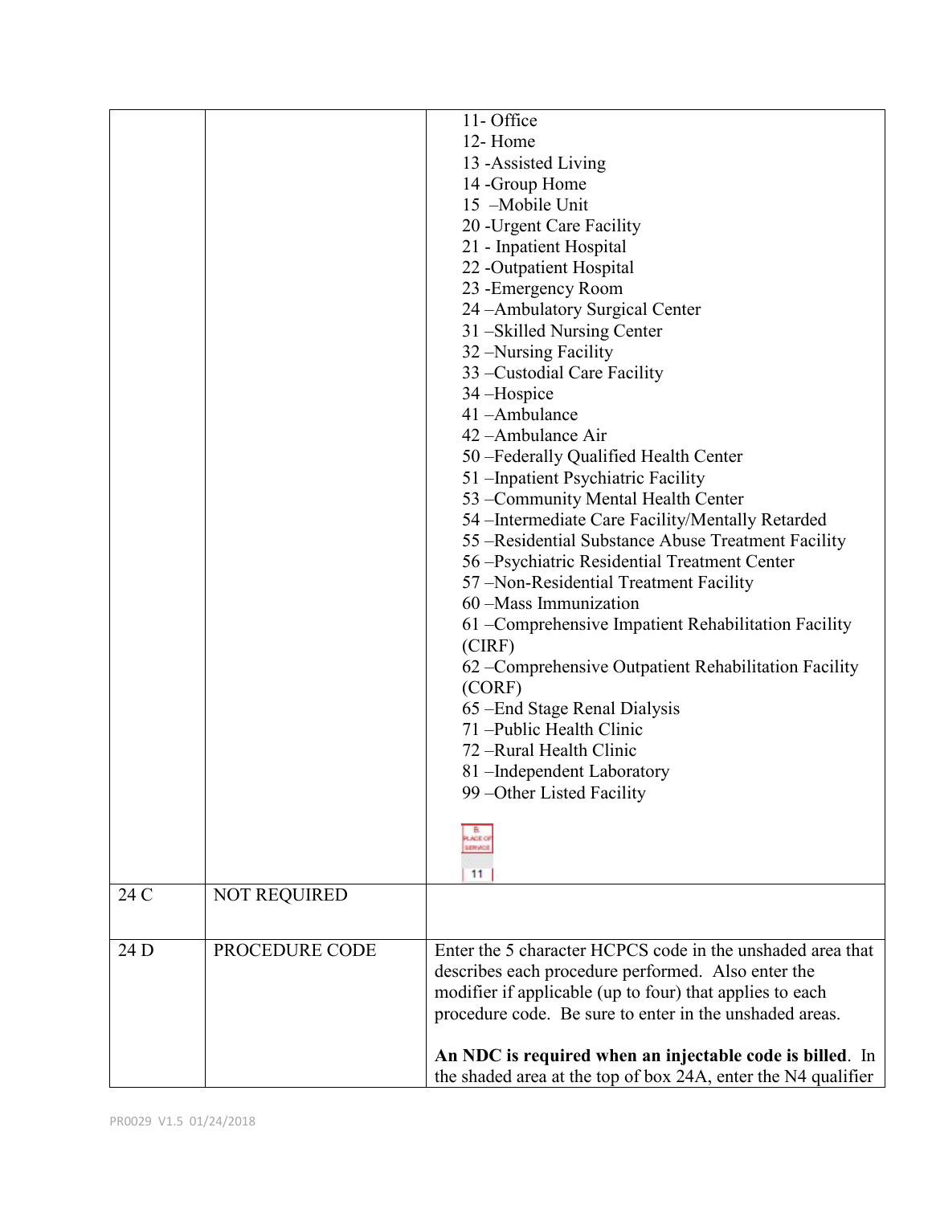| | | |
|---|---|---|
| | | 11- Office<br>12- Home<br>13 -Assisted Living<br>14 -Group Home<br>15 –Mobile Unit<br>20 -Urgent Care Facility<br>21 - Inpatient Hospital<br>22 -Outpatient Hospital<br>23 -Emergency Room<br>24 –Ambulatory Surgical Center<br>31 –Skilled Nursing Center<br>32 –Nursing Facility<br>33 –Custodial Care Facility<br>34 –Hospice<br>41 –Ambulance<br>42 –Ambulance Air<br>50 –Federally Qualified Health Center<br>51 –Inpatient Psychiatric Facility<br>53 –Community Mental Health Center<br>54 –Intermediate Care Facility/Mentally Retarded<br>55 –Residential Substance Abuse Treatment Facility<br>56 –Psychiatric Residential Treatment Center<br>57 –Non-Residential Treatment Facility<br>60 –Mass Immunization<br>61 –Comprehensive Impatient Rehabilitation Facility (CIRF)<br>62 –Comprehensive Outpatient Rehabilitation Facility (CORF)<br>65 –End Stage Renal Dialysis<br>71 –Public Health Clinic<br>72 –Rural Health Clinic<br>81 –Independent Laboratory<br>99 –Other Listed Facility<br><br>B. PLACE OF SERVICE<br>11 |
| 24 C | NOT REQUIRED | |
| 24 D | PROCEDURE CODE | Enter the 5 character HCPCS code in the unshaded area that describes each procedure performed. Also enter the modifier if applicable (up to four) that applies to each procedure code. Be sure to enter in the unshaded areas.<br><br>**An NDC is required when an injectable code is billed**. In the shaded area at the top of box 24A, enter the N4 qualifier |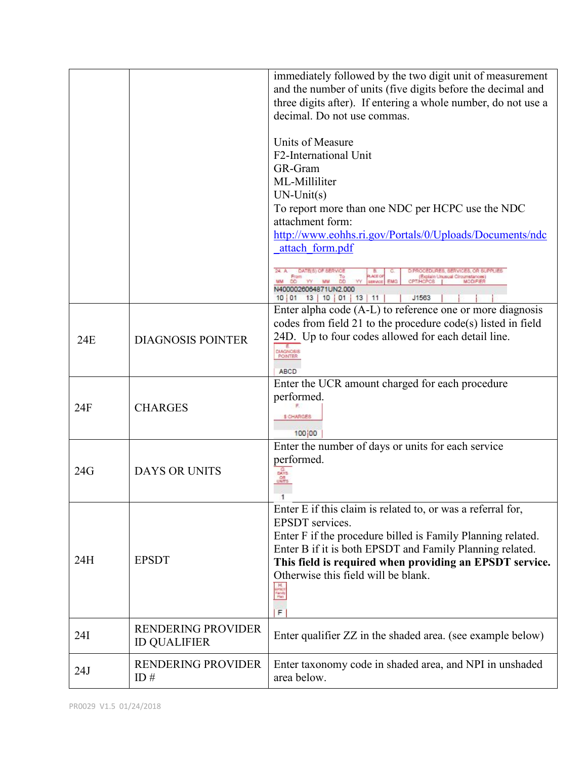| | | |
|---|---|---|
| | | immediately followed by the two digit unit of measurement and the number of units (five digits before the decimal and three digits after). If entering a whole number, do not use a decimal. Do not use commas.<br><br>Units of Measure<br>F2-International Unit<br>GR-Gram<br>ML-Milliliter<br>UN-Unit(s)<br>To report more than one NDC per HCPC use the NDC attachment form: http://www.eohhs.ri.gov/Portals/0/Uploads/Documents/ndc_attach_form.pdf<br><br>N4000026064871UN2.000<br>10 01 13 10 01 13 11 J1563 |
| 24E | DIAGNOSIS POINTER | Enter alpha code (A-L) to reference one or more diagnosis codes from field 21 to the procedure code(s) listed in field 24D. Up to four codes allowed for each detail line.<br>ABCD |
| 24F | CHARGES | Enter the UCR amount charged for each procedure performed.<br>100 00 |
| 24G | DAYS OR UNITS | Enter the number of days or units for each service performed.<br>1 |
| 24H | EPSDT | Enter E if this claim is related to, or was a referral for, EPSDT services.<br>Enter F if the procedure billed is Family Planning related.<br>Enter B if it is both EPSDT and Family Planning related.<br>**This field is required when providing an EPSDT service.** Otherwise this field will be blank.<br>F |
| 24I | RENDERING PROVIDER ID QUALIFIER | Enter qualifier ZZ in the shaded area. (see example below) |
| 24J | RENDERING PROVIDER ID # | Enter taxonomy code in shaded area, and NPI in unshaded area below. |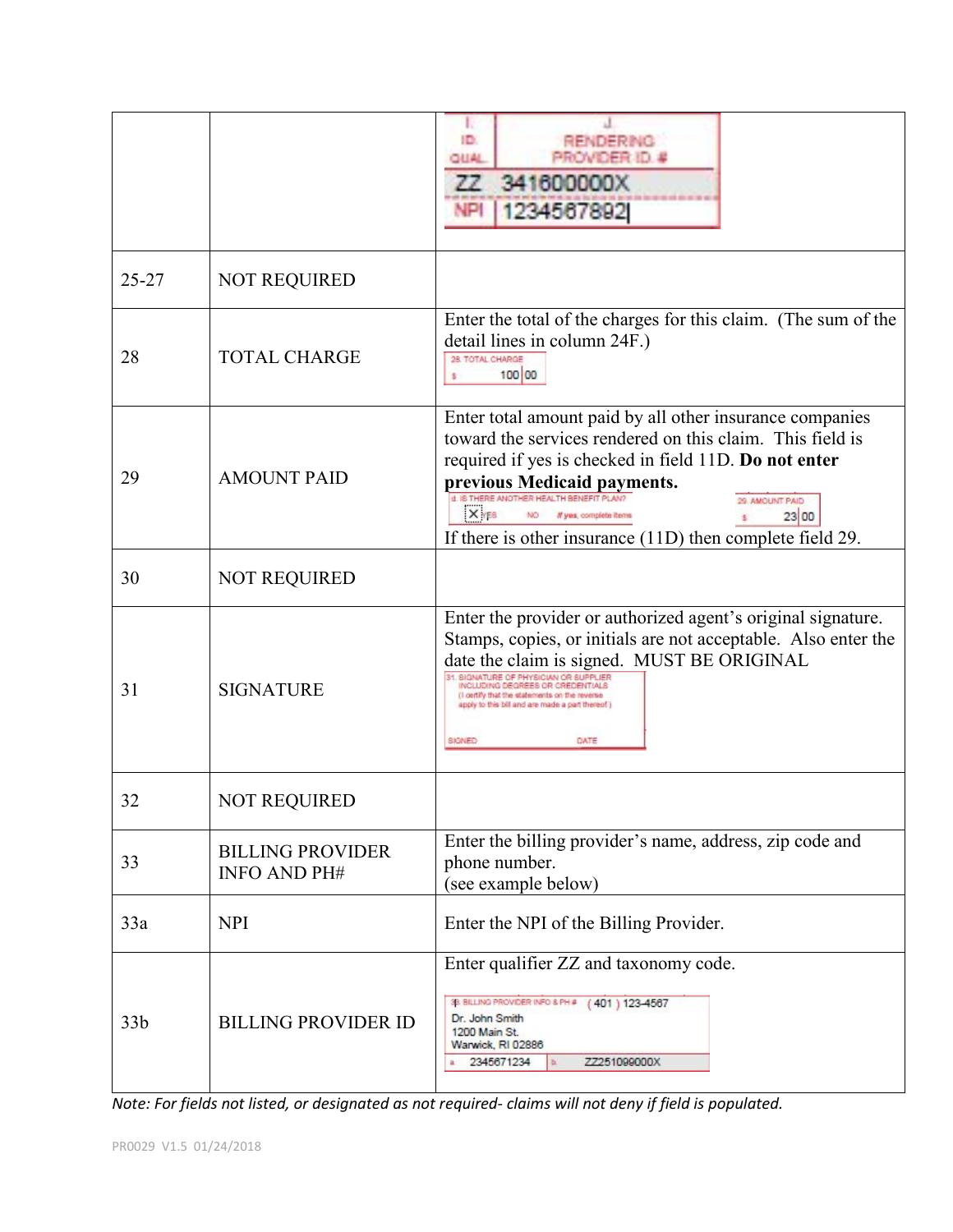| | | |
|---|---|---|
| | | I. ID. QUAL. J. RENDERING PROVIDER ID # ZZ 341600000X NPI 1234567892 |
| 25-27 | NOT REQUIRED | |
| 28 | TOTAL CHARGE | Enter the total of the charges for this claim. (The sum of the detail lines in column 24F.) 28. TOTAL CHARGE $ 100 00 |
| 29 | AMOUNT PAID | Enter total amount paid by all other insurance companies toward the services rendered on this claim. This field is required if yes is checked in field 11D. **Do not enter previous Medicaid payments.** d. IS THERE ANOTHER HEALTH BENEFIT PLAN? X YES NO If yes, complete items 29. AMOUNT PAID $ 23 00 If there is other insurance (11D) then complete field 29. |
| 30 | NOT REQUIRED | |
| 31 | SIGNATURE | Enter the provider or authorized agent's original signature. Stamps, copies, or initials are not acceptable. Also enter the date the claim is signed. MUST BE ORIGINAL 31. SIGNATURE OF PHYSICIAN OR SUPPLIER INCLUDING DEGREES OR CREDENTIALS (I certify that the statements on the reverse apply to this bill and are made a part thereof.) SIGNED DATE |
| 32 | NOT REQUIRED | |
| 33 | BILLING PROVIDER INFO AND PH# | Enter the billing provider's name, address, zip code and phone number. (see example below) |
| 33a | NPI | Enter the NPI of the Billing Provider. |
| 33b | BILLING PROVIDER ID | Enter qualifier ZZ and taxonomy code. 33. BILLING PROVIDER INFO & PH # (401) 123-4567 Dr. John Smith 1200 Main St. Warwick, RI 02886 a. 2345671234 b. ZZ251099000X |

*Note: For fields not listed, or designated as not required- claims will not deny if field is populated.*

PR0029 V1.5 01/24/2018